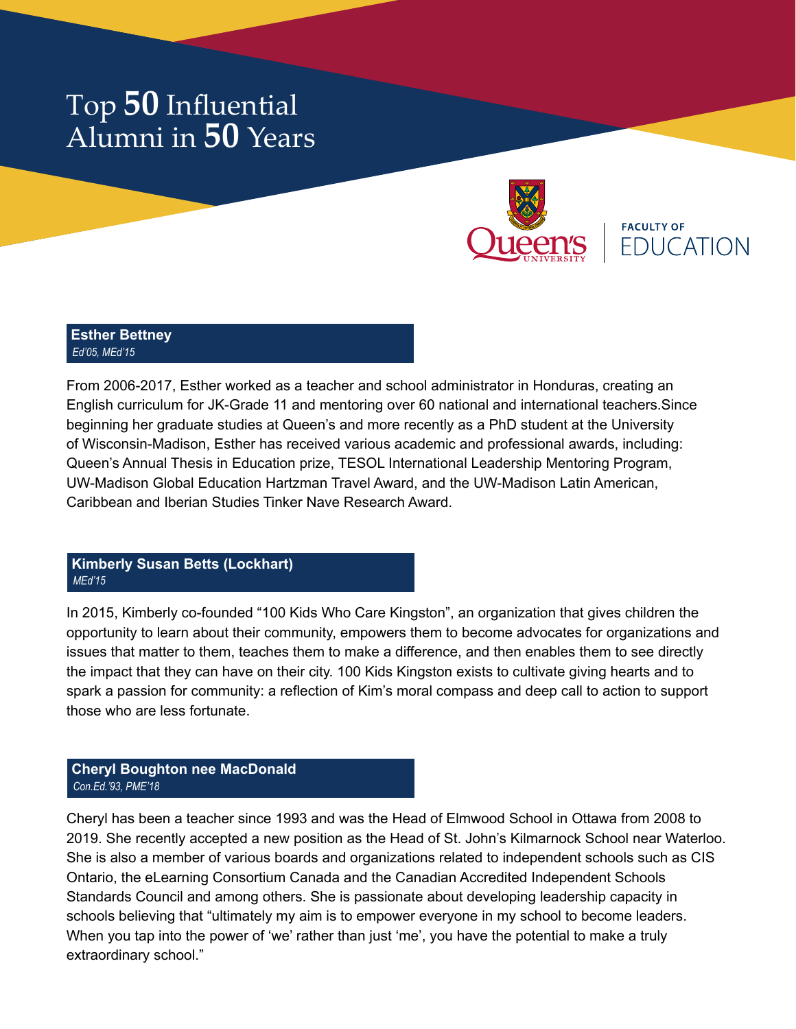# Top 50 Influential Alumni in 50 Years

FACULTY OF EDUCATION

## Esther Bettney

*Ed'05, MEd'15*

From 2006-2017, Esther worked as a teacher and school administrator in Honduras, creating an English curriculum for JK-Grade 11 and mentoring over 60 national and international teachers.Since beginning her graduate studies at Queen's and more recently as a PhD student at the University of Wisconsin-Madison, Esther has received various academic and professional awards, including: Queen's Annual Thesis in Education prize, TESOL International Leadership Mentoring Program, UW-Madison Global Education Hartzman Travel Award, and the UW-Madison Latin American, Caribbean and Iberian Studies Tinker Nave Research Award.

## Kimberly Susan Betts (Lockhart)

*MEd'15*

In 2015, Kimberly co-founded "100 Kids Who Care Kingston", an organization that gives children the opportunity to learn about their community, empowers them to become advocates for organizations and issues that matter to them, teaches them to make a difference, and then enables them to see directly the impact that they can have on their city. 100 Kids Kingston exists to cultivate giving hearts and to spark a passion for community: a reflection of Kim's moral compass and deep call to action to support those who are less fortunate.

## Cheryl Boughton nee MacDonald

*Con.Ed.'93, PME'18*

Cheryl has been a teacher since 1993 and was the Head of Elmwood School in Ottawa from 2008 to 2019. She recently accepted a new position as the Head of St. John's Kilmarnock School near Waterloo. She is also a member of various boards and organizations related to independent schools such as CIS Ontario, the eLearning Consortium Canada and the Canadian Accredited Independent Schools Standards Council and among others. She is passionate about developing leadership capacity in schools believing that "ultimately my aim is to empower everyone in my school to become leaders. When you tap into the power of 'we' rather than just 'me', you have the potential to make a truly extraordinary school."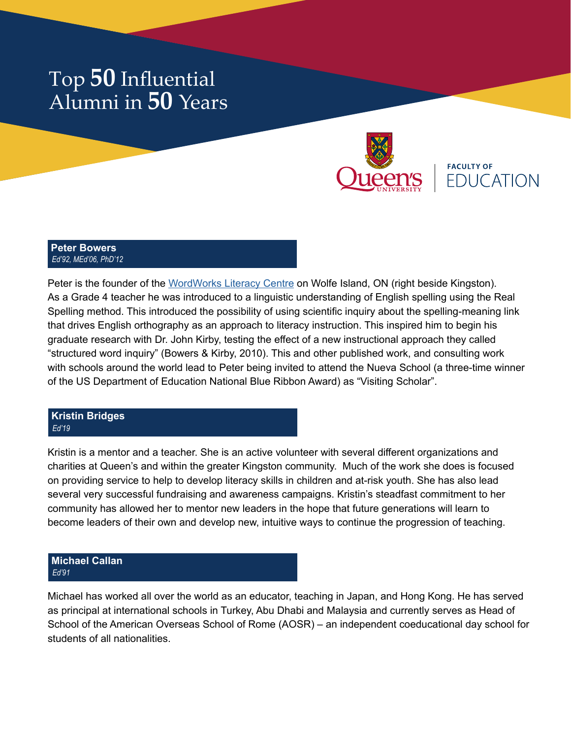# Top 50 Influential Alumni in 50 Years

Queen's University | FACULTY OF EDUCATION

## Peter Bowers
*Ed'92, MEd'06, PhD'12*

Peter is the founder of the [WordWorks Literacy Centre]() on Wolfe Island, ON (right beside Kingston). As a Grade 4 teacher he was introduced to a linguistic understanding of English spelling using the Real Spelling method. This introduced the possibility of using scientific inquiry about the spelling-meaning link that drives English orthography as an approach to literacy instruction. This inspired him to begin his graduate research with Dr. John Kirby, testing the effect of a new instructional approach they called "structured word inquiry" (Bowers & Kirby, 2010). This and other published work, and consulting work with schools around the world lead to Peter being invited to attend the Nueva School (a three-time winner of the US Department of Education National Blue Ribbon Award) as "Visiting Scholar".

## Kristin Bridges
*Ed'19*

Kristin is a mentor and a teacher. She is an active volunteer with several different organizations and charities at Queen's and within the greater Kingston community. Much of the work she does is focused on providing service to help to develop literacy skills in children and at-risk youth. She has also lead several very successful fundraising and awareness campaigns. Kristin's steadfast commitment to her community has allowed her to mentor new leaders in the hope that future generations will learn to become leaders of their own and develop new, intuitive ways to continue the progression of teaching.

## Michael Callan
*Ed'91*

Michael has worked all over the world as an educator, teaching in Japan, and Hong Kong. He has served as principal at international schools in Turkey, Abu Dhabi and Malaysia and currently serves as Head of School of the American Overseas School of Rome (AOSR) – an independent coeducational day school for students of all nationalities.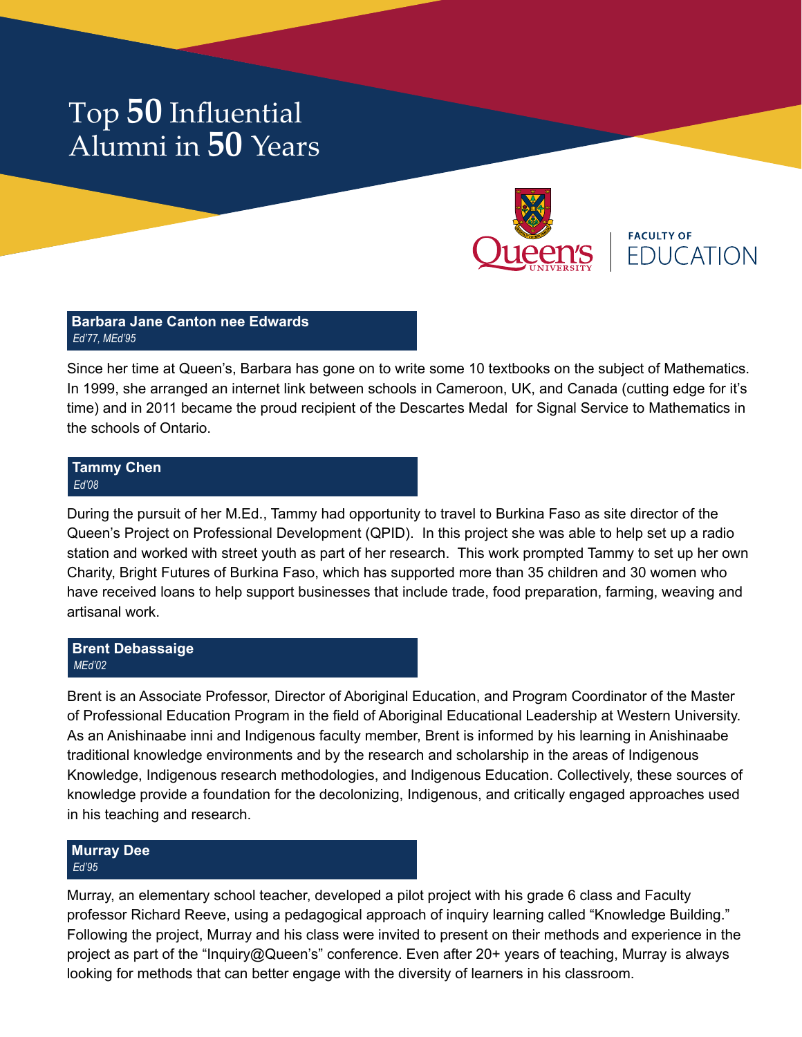# Top 50 Influential Alumni in 50 Years

Queen's University | FACULTY OF EDUCATION

### Barbara Jane Canton nee Edwards

*Ed'77, MEd'95*

Since her time at Queen's, Barbara has gone on to write some 10 textbooks on the subject of Mathematics. In 1999, she arranged an internet link between schools in Cameroon, UK, and Canada (cutting edge for it's time) and in 2011 became the proud recipient of the Descartes Medal for Signal Service to Mathematics in the schools of Ontario.

### Tammy Chen

*Ed'08*

During the pursuit of her M.Ed., Tammy had opportunity to travel to Burkina Faso as site director of the Queen's Project on Professional Development (QPID). In this project she was able to help set up a radio station and worked with street youth as part of her research. This work prompted Tammy to set up her own Charity, Bright Futures of Burkina Faso, which has supported more than 35 children and 30 women who have received loans to help support businesses that include trade, food preparation, farming, weaving and artisanal work.

### Brent Debassaige

*MEd'02*

Brent is an Associate Professor, Director of Aboriginal Education, and Program Coordinator of the Master of Professional Education Program in the field of Aboriginal Educational Leadership at Western University. As an Anishinaabe inni and Indigenous faculty member, Brent is informed by his learning in Anishinaabe traditional knowledge environments and by the research and scholarship in the areas of Indigenous Knowledge, Indigenous research methodologies, and Indigenous Education. Collectively, these sources of knowledge provide a foundation for the decolonizing, Indigenous, and critically engaged approaches used in his teaching and research.

### Murray Dee

*Ed'95*

Murray, an elementary school teacher, developed a pilot project with his grade 6 class and Faculty professor Richard Reeve, using a pedagogical approach of inquiry learning called "Knowledge Building." Following the project, Murray and his class were invited to present on their methods and experience in the project as part of the "Inquiry@Queen's" conference. Even after 20+ years of teaching, Murray is always looking for methods that can better engage with the diversity of learners in his classroom.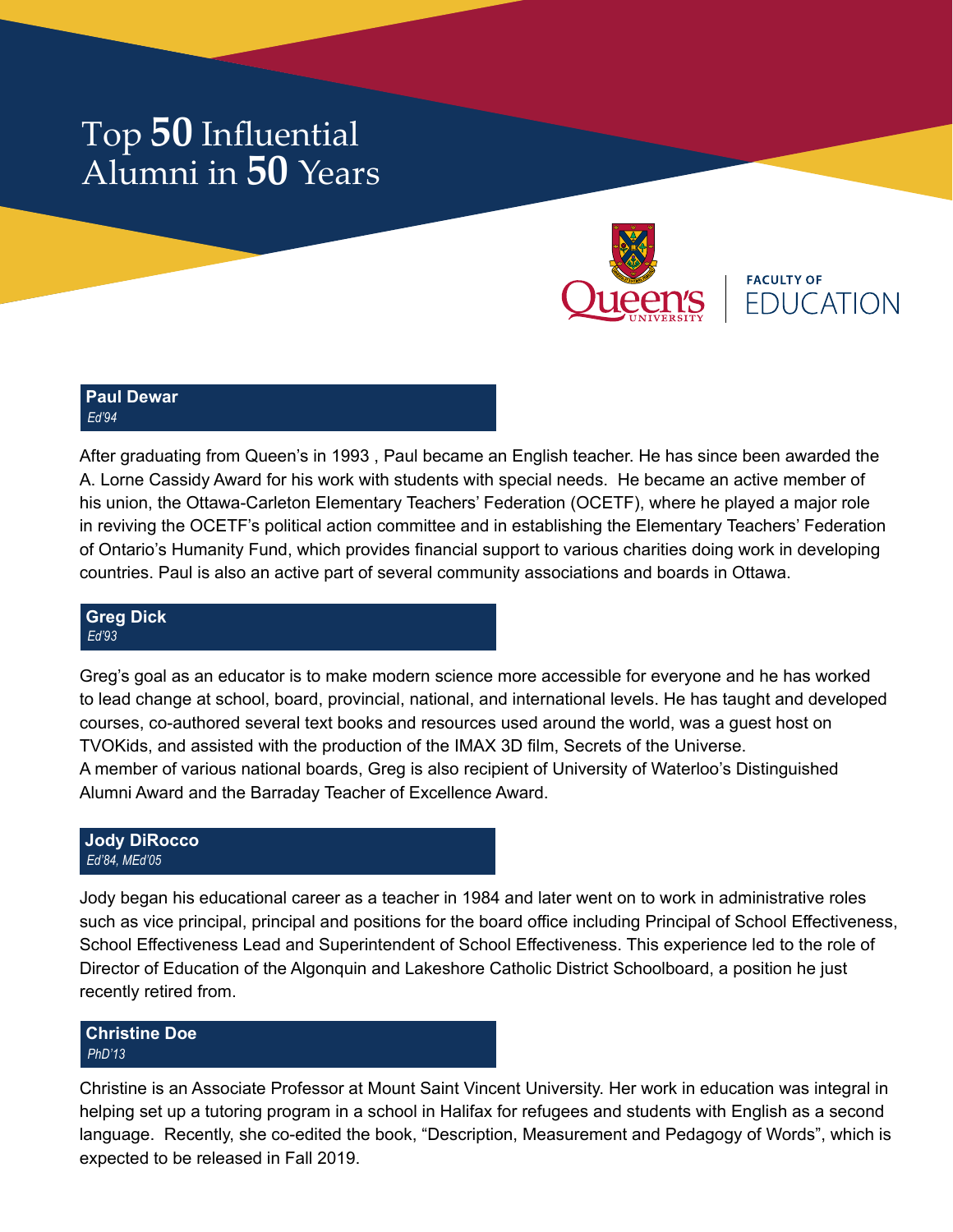# Top **50** Influential Alumni in **50** Years

FACULTY OF EDUCATION

### Paul Dewar
*Ed'94*

After graduating from Queen's in 1993 , Paul became an English teacher. He has since been awarded the A. Lorne Cassidy Award for his work with students with special needs. He became an active member of his union, the Ottawa-Carleton Elementary Teachers' Federation (OCETF), where he played a major role in reviving the OCETF's political action committee and in establishing the Elementary Teachers' Federation of Ontario's Humanity Fund, which provides financial support to various charities doing work in developing countries. Paul is also an active part of several community associations and boards in Ottawa.

### Greg Dick
*Ed'93*

Greg's goal as an educator is to make modern science more accessible for everyone and he has worked to lead change at school, board, provincial, national, and international levels. He has taught and developed courses, co-authored several text books and resources used around the world, was a guest host on TVOKids, and assisted with the production of the IMAX 3D film, Secrets of the Universe.
A member of various national boards, Greg is also recipient of University of Waterloo's Distinguished Alumni Award and the Barraday Teacher of Excellence Award.

### Jody DiRocco
*Ed'84, MEd'05*

Jody began his educational career as a teacher in 1984 and later went on to work in administrative roles such as vice principal, principal and positions for the board office including Principal of School Effectiveness, School Effectiveness Lead and Superintendent of School Effectiveness. This experience led to the role of Director of Education of the Algonquin and Lakeshore Catholic District Schoolboard, a position he just recently retired from.

### Christine Doe
*PhD'13*

Christine is an Associate Professor at Mount Saint Vincent University. Her work in education was integral in helping set up a tutoring program in a school in Halifax for refugees and students with English as a second language. Recently, she co-edited the book, "Description, Measurement and Pedagogy of Words", which is expected to be released in Fall 2019.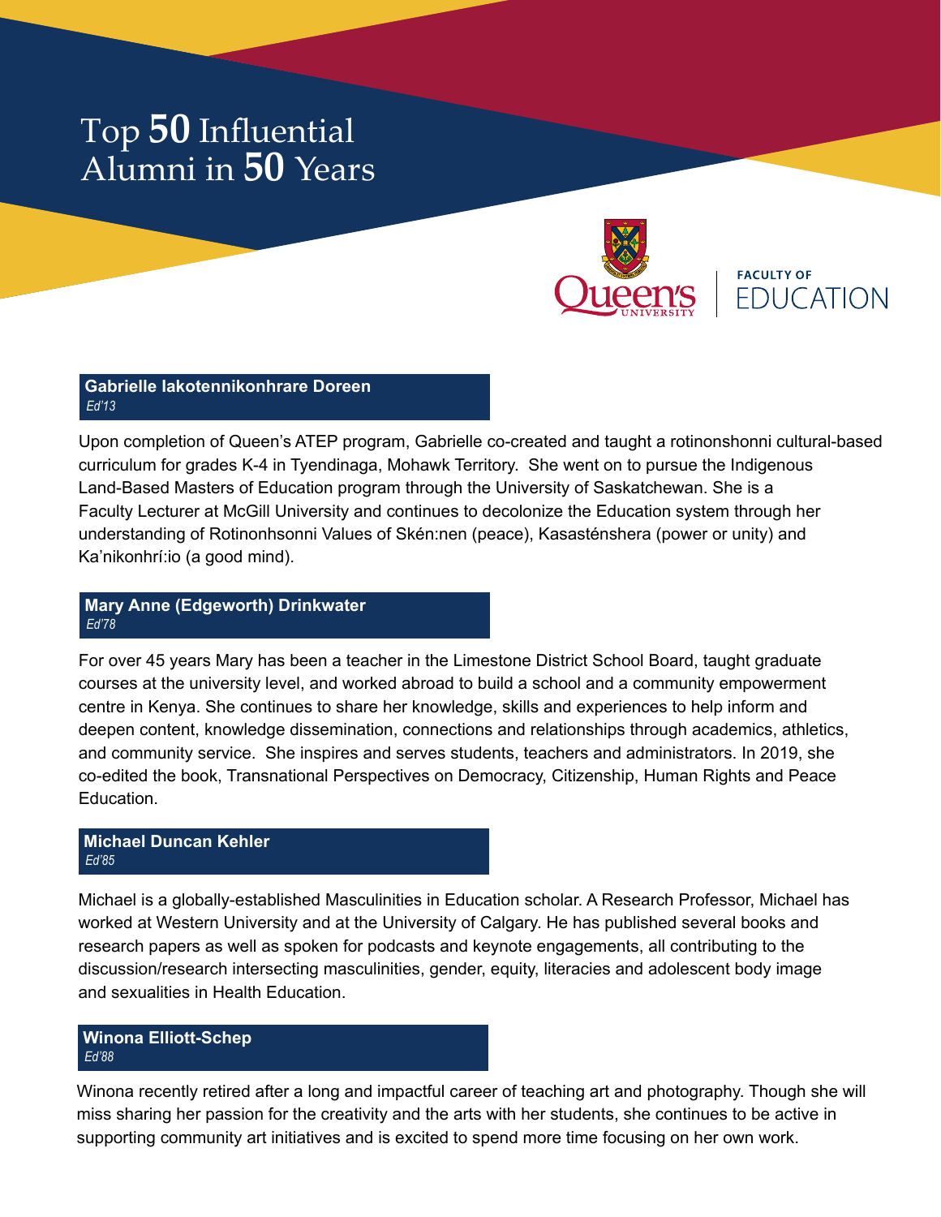# Top 50 Influential Alumni in 50 Years

Queen's University | FACULTY OF EDUCATION

**Gabrielle Iakotennikonhrare Doreen**
*Ed'13*

Upon completion of Queen's ATEP program, Gabrielle co-created and taught a rotinonshonni cultural-based curriculum for grades K-4 in Tyendinaga, Mohawk Territory. She went on to pursue the Indigenous Land-Based Masters of Education program through the University of Saskatchewan. She is a Faculty Lecturer at McGill University and continues to decolonize the Education system through her understanding of Rotinonhsonni Values of Skén:nen (peace), Kasasténshera (power or unity) and Ka'nikonhrí:io (a good mind).

**Mary Anne (Edgeworth) Drinkwater**
*Ed'78*

For over 45 years Mary has been a teacher in the Limestone District School Board, taught graduate courses at the university level, and worked abroad to build a school and a community empowerment centre in Kenya. She continues to share her knowledge, skills and experiences to help inform and deepen content, knowledge dissemination, connections and relationships through academics, athletics, and community service. She inspires and serves students, teachers and administrators. In 2019, she co-edited the book, Transnational Perspectives on Democracy, Citizenship, Human Rights and Peace Education.

**Michael Duncan Kehler**
*Ed'85*

Michael is a globally-established Masculinities in Education scholar. A Research Professor, Michael has worked at Western University and at the University of Calgary. He has published several books and research papers as well as spoken for podcasts and keynote engagements, all contributing to the discussion/research intersecting masculinities, gender, equity, literacies and adolescent body image and sexualities in Health Education.

**Winona Elliott-Schep**
*Ed'88*

Winona recently retired after a long and impactful career of teaching art and photography. Though she will miss sharing her passion for the creativity and the arts with her students, she continues to be active in supporting community art initiatives and is excited to spend more time focusing on her own work.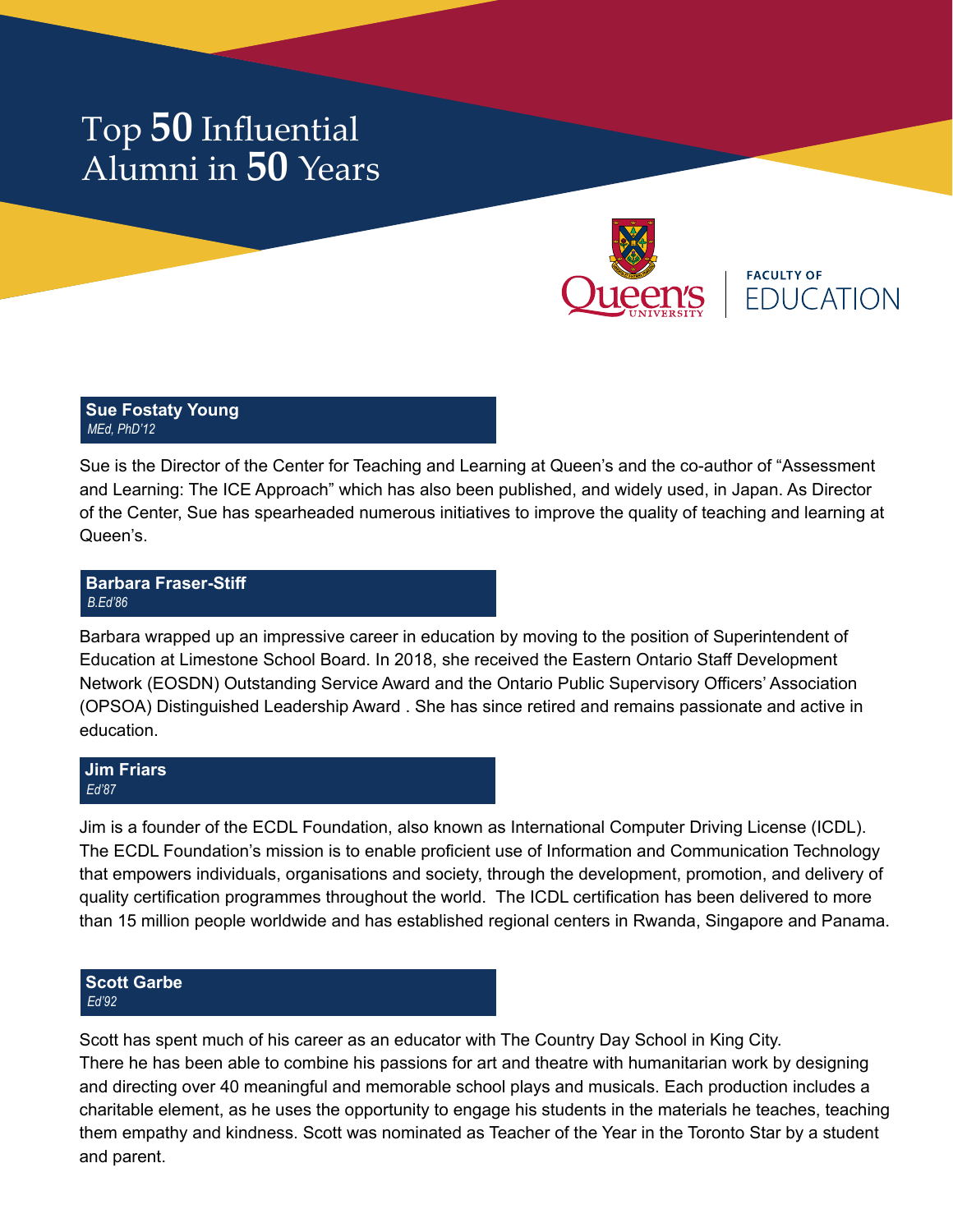# Top 50 Influential Alumni in 50 Years

FACULTY OF EDUCATION

**Sue Fostaty Young**
*MEd, PhD'12*

Sue is the Director of the Center for Teaching and Learning at Queen's and the co-author of "Assessment and Learning: The ICE Approach" which has also been published, and widely used, in Japan. As Director of the Center, Sue has spearheaded numerous initiatives to improve the quality of teaching and learning at Queen's.

**Barbara Fraser-Stiff**
*B.Ed'86*

Barbara wrapped up an impressive career in education by moving to the position of Superintendent of Education at Limestone School Board. In 2018, she received the Eastern Ontario Staff Development Network (EOSDN) Outstanding Service Award and the Ontario Public Supervisory Officers' Association (OPSOA) Distinguished Leadership Award . She has since retired and remains passionate and active in education.

**Jim Friars**
*Ed'87*

Jim is a founder of the ECDL Foundation, also known as International Computer Driving License (ICDL). The ECDL Foundation's mission is to enable proficient use of Information and Communication Technology that empowers individuals, organisations and society, through the development, promotion, and delivery of quality certification programmes throughout the world. The ICDL certification has been delivered to more than 15 million people worldwide and has established regional centers in Rwanda, Singapore and Panama.

**Scott Garbe**
*Ed'92*

Scott has spent much of his career as an educator with The Country Day School in King City. There he has been able to combine his passions for art and theatre with humanitarian work by designing and directing over 40 meaningful and memorable school plays and musicals. Each production includes a charitable element, as he uses the opportunity to engage his students in the materials he teaches, teaching them empathy and kindness. Scott was nominated as Teacher of the Year in the Toronto Star by a student and parent.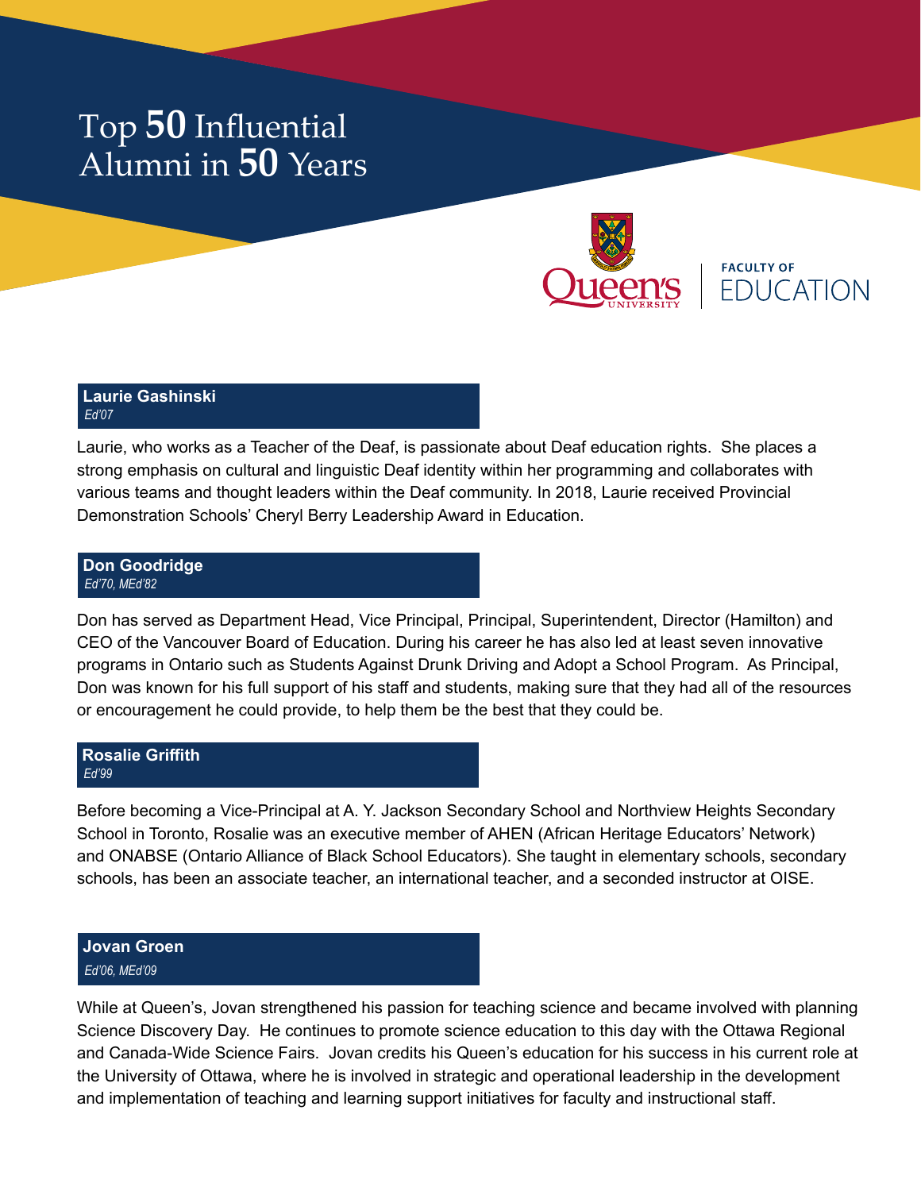# Top 50 Influential Alumni in 50 Years

FACULTY OF EDUCATION

### Laurie Gashinski

*Ed'07*

Laurie, who works as a Teacher of the Deaf, is passionate about Deaf education rights. She places a strong emphasis on cultural and linguistic Deaf identity within her programming and collaborates with various teams and thought leaders within the Deaf community. In 2018, Laurie received Provincial Demonstration Schools' Cheryl Berry Leadership Award in Education.

### Don Goodridge

*Ed'70, MEd'82*

Don has served as Department Head, Vice Principal, Principal, Superintendent, Director (Hamilton) and CEO of the Vancouver Board of Education. During his career he has also led at least seven innovative programs in Ontario such as Students Against Drunk Driving and Adopt a School Program. As Principal, Don was known for his full support of his staff and students, making sure that they had all of the resources or encouragement he could provide, to help them be the best that they could be.

### Rosalie Griffith

*Ed'99*

Before becoming a Vice-Principal at A. Y. Jackson Secondary School and Northview Heights Secondary School in Toronto, Rosalie was an executive member of AHEN (African Heritage Educators' Network) and ONABSE (Ontario Alliance of Black School Educators). She taught in elementary schools, secondary schools, has been an associate teacher, an international teacher, and a seconded instructor at OISE.

### Jovan Groen

*Ed'06, MEd'09*

While at Queen's, Jovan strengthened his passion for teaching science and became involved with planning Science Discovery Day. He continues to promote science education to this day with the Ottawa Regional and Canada-Wide Science Fairs. Jovan credits his Queen's education for his success in his current role at the University of Ottawa, where he is involved in strategic and operational leadership in the development and implementation of teaching and learning support initiatives for faculty and instructional staff.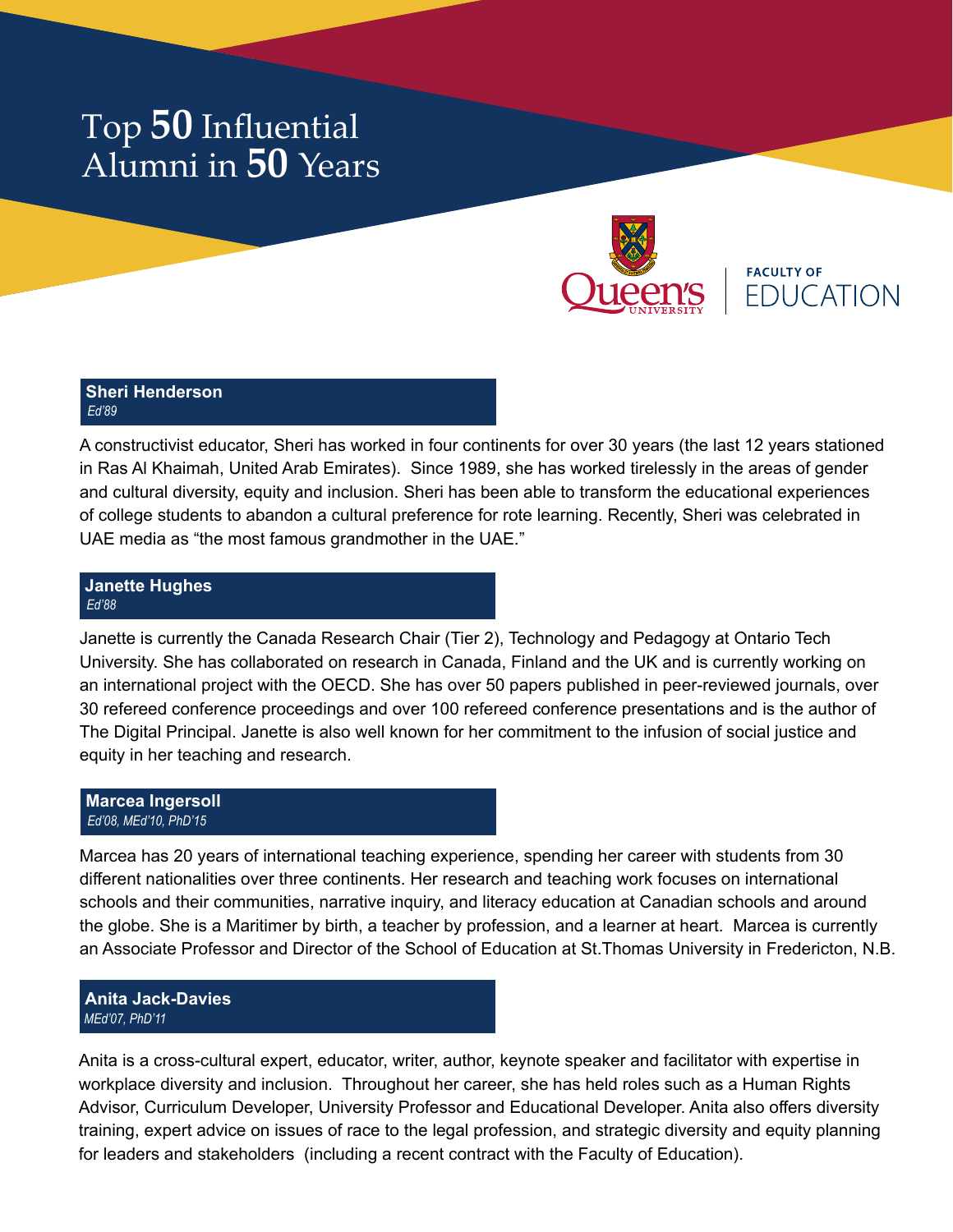# Top 50 Influential Alumni in 50 Years

Queen's University | FACULTY OF EDUCATION

**Sheri Henderson**
*Ed'89*

A constructivist educator, Sheri has worked in four continents for over 30 years (the last 12 years stationed in Ras Al Khaimah, United Arab Emirates). Since 1989, she has worked tirelessly in the areas of gender and cultural diversity, equity and inclusion. Sheri has been able to transform the educational experiences of college students to abandon a cultural preference for rote learning. Recently, Sheri was celebrated in UAE media as "the most famous grandmother in the UAE."

**Janette Hughes**
*Ed'88*

Janette is currently the Canada Research Chair (Tier 2), Technology and Pedagogy at Ontario Tech University. She has collaborated on research in Canada, Finland and the UK and is currently working on an international project with the OECD. She has over 50 papers published in peer-reviewed journals, over 30 refereed conference proceedings and over 100 refereed conference presentations and is the author of The Digital Principal. Janette is also well known for her commitment to the infusion of social justice and equity in her teaching and research.

**Marcea Ingersoll**
*Ed'08, MEd'10, PhD'15*

Marcea has 20 years of international teaching experience, spending her career with students from 30 different nationalities over three continents. Her research and teaching work focuses on international schools and their communities, narrative inquiry, and literacy education at Canadian schools and around the globe. She is a Maritimer by birth, a teacher by profession, and a learner at heart. Marcea is currently an Associate Professor and Director of the School of Education at St.Thomas University in Fredericton, N.B.

**Anita Jack-Davies**
*MEd'07, PhD'11*

Anita is a cross-cultural expert, educator, writer, author, keynote speaker and facilitator with expertise in workplace diversity and inclusion. Throughout her career, she has held roles such as a Human Rights Advisor, Curriculum Developer, University Professor and Educational Developer. Anita also offers diversity training, expert advice on issues of race to the legal profession, and strategic diversity and equity planning for leaders and stakeholders (including a recent contract with the Faculty of Education).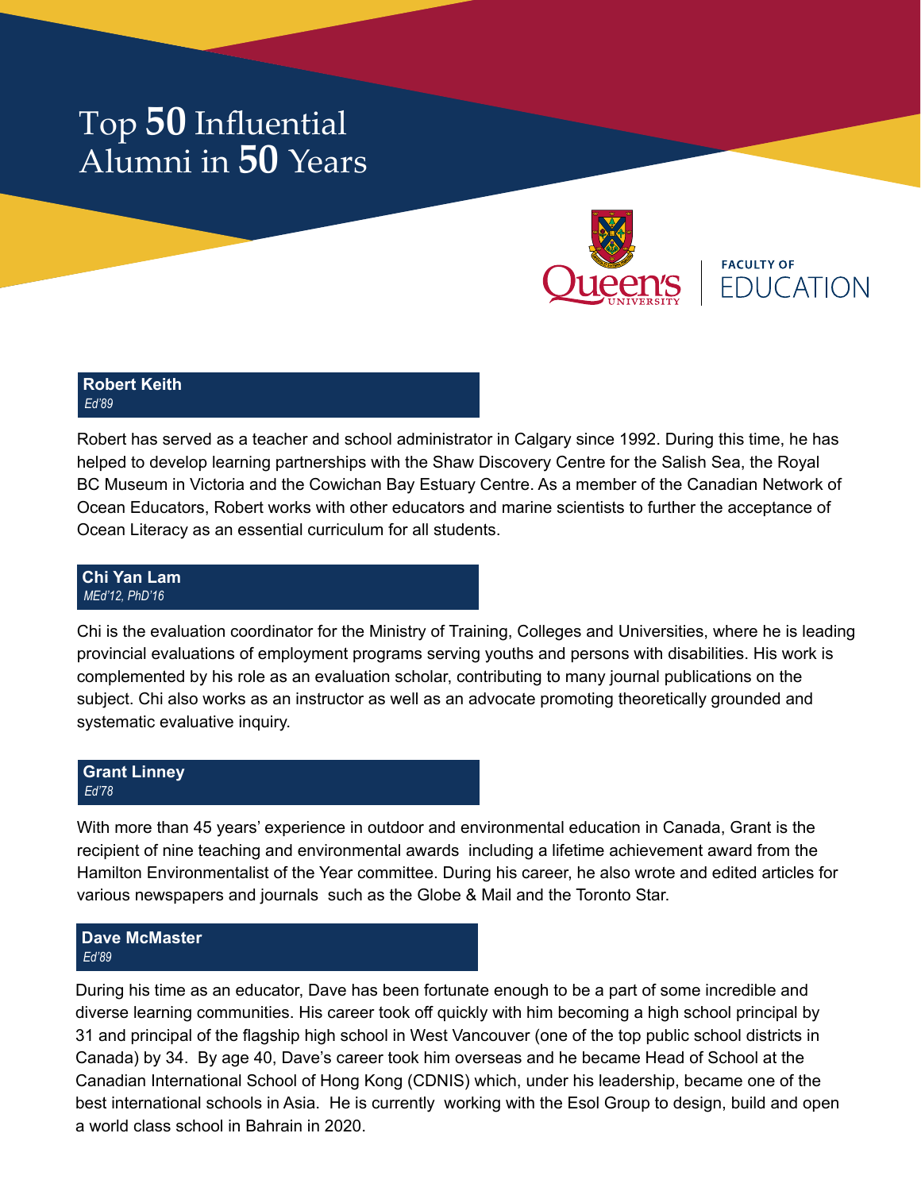# Top 50 Influential Alumni in 50 Years

Queen's University | FACULTY OF EDUCATION

**Robert Keith**
*Ed'89*

Robert has served as a teacher and school administrator in Calgary since 1992. During this time, he has helped to develop learning partnerships with the Shaw Discovery Centre for the Salish Sea, the Royal BC Museum in Victoria and the Cowichan Bay Estuary Centre. As a member of the Canadian Network of Ocean Educators, Robert works with other educators and marine scientists to further the acceptance of Ocean Literacy as an essential curriculum for all students.

**Chi Yan Lam**
*MEd'12, PhD'16*

Chi is the evaluation coordinator for the Ministry of Training, Colleges and Universities, where he is leading provincial evaluations of employment programs serving youths and persons with disabilities. His work is complemented by his role as an evaluation scholar, contributing to many journal publications on the subject. Chi also works as an instructor as well as an advocate promoting theoretically grounded and systematic evaluative inquiry.

**Grant Linney**
*Ed'78*

With more than 45 years' experience in outdoor and environmental education in Canada, Grant is the recipient of nine teaching and environmental awards including a lifetime achievement award from the Hamilton Environmentalist of the Year committee. During his career, he also wrote and edited articles for various newspapers and journals such as the Globe & Mail and the Toronto Star.

**Dave McMaster**
*Ed'89*

During his time as an educator, Dave has been fortunate enough to be a part of some incredible and diverse learning communities. His career took off quickly with him becoming a high school principal by 31 and principal of the flagship high school in West Vancouver (one of the top public school districts in Canada) by 34. By age 40, Dave's career took him overseas and he became Head of School at the Canadian International School of Hong Kong (CDNIS) which, under his leadership, became one of the best international schools in Asia. He is currently working with the Esol Group to design, build and open a world class school in Bahrain in 2020.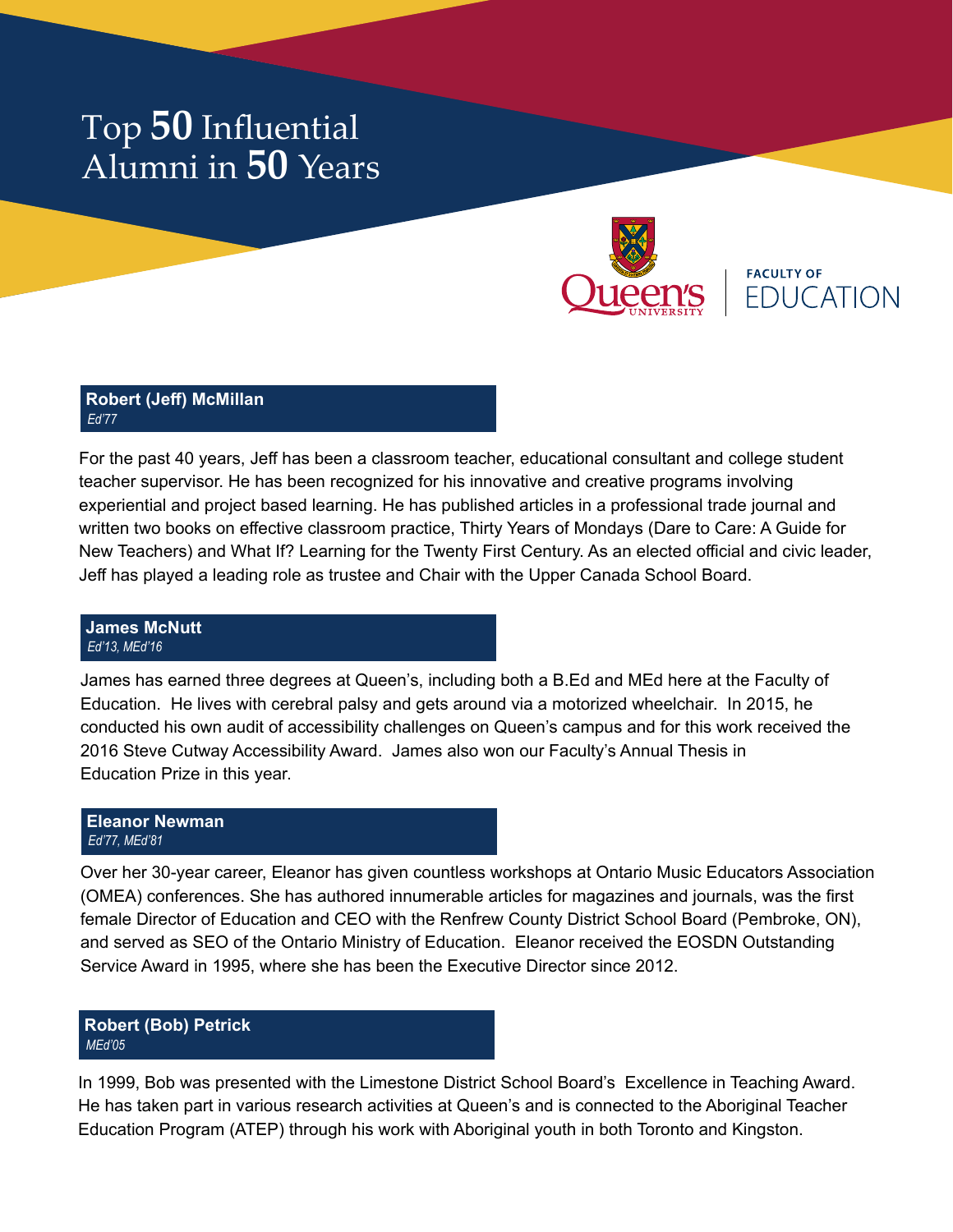# Top 50 Influential Alumni in 50 Years

Queen's University | FACULTY OF EDUCATION

### Robert (Jeff) McMillan
*Ed'77*

For the past 40 years, Jeff has been a classroom teacher, educational consultant and college student teacher supervisor. He has been recognized for his innovative and creative programs involving experiential and project based learning. He has published articles in a professional trade journal and written two books on effective classroom practice, Thirty Years of Mondays (Dare to Care: A Guide for New Teachers) and What If? Learning for the Twenty First Century. As an elected official and civic leader, Jeff has played a leading role as trustee and Chair with the Upper Canada School Board.

### James McNutt
*Ed'13, MEd'16*

James has earned three degrees at Queen's, including both a B.Ed and MEd here at the Faculty of Education. He lives with cerebral palsy and gets around via a motorized wheelchair. In 2015, he conducted his own audit of accessibility challenges on Queen's campus and for this work received the 2016 Steve Cutway Accessibility Award. James also won our Faculty's Annual Thesis in Education Prize in this year.

### Eleanor Newman
*Ed'77, MEd'81*

Over her 30-year career, Eleanor has given countless workshops at Ontario Music Educators Association (OMEA) conferences. She has authored innumerable articles for magazines and journals, was the first female Director of Education and CEO with the Renfrew County District School Board (Pembroke, ON), and served as SEO of the Ontario Ministry of Education. Eleanor received the EOSDN Outstanding Service Award in 1995, where she has been the Executive Director since 2012.

### Robert (Bob) Petrick
*MEd'05*

In 1999, Bob was presented with the Limestone District School Board's Excellence in Teaching Award. He has taken part in various research activities at Queen's and is connected to the Aboriginal Teacher Education Program (ATEP) through his work with Aboriginal youth in both Toronto and Kingston.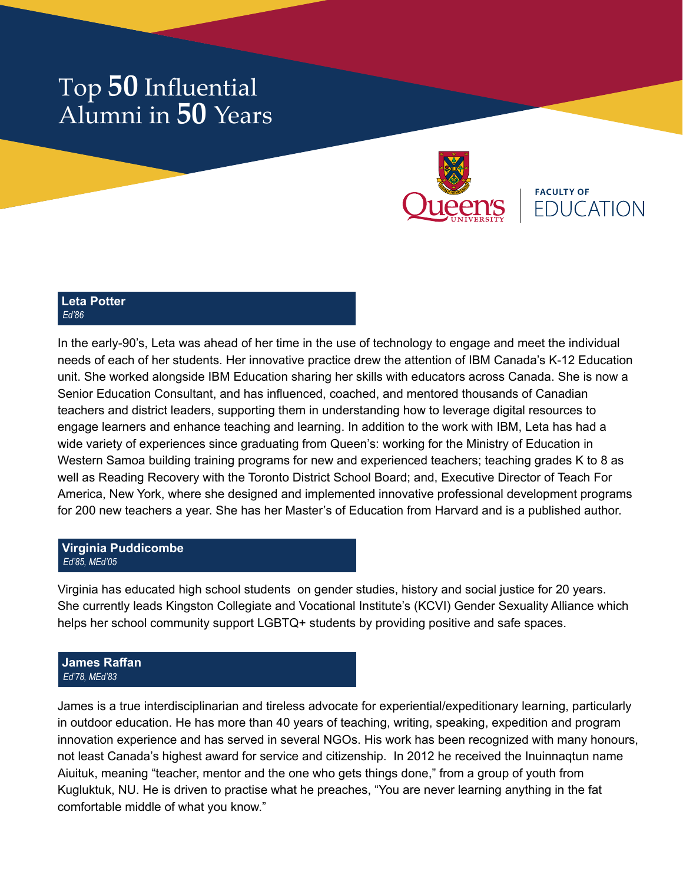# Top **50** Influential Alumni in **50** Years

FACULTY OF EDUCATION

### Leta Potter
*Ed'86*

In the early-90's, Leta was ahead of her time in the use of technology to engage and meet the individual needs of each of her students. Her innovative practice drew the attention of IBM Canada's K-12 Education unit. She worked alongside IBM Education sharing her skills with educators across Canada. She is now a Senior Education Consultant, and has influenced, coached, and mentored thousands of Canadian teachers and district leaders, supporting them in understanding how to leverage digital resources to engage learners and enhance teaching and learning. In addition to the work with IBM, Leta has had a wide variety of experiences since graduating from Queen's: working for the Ministry of Education in Western Samoa building training programs for new and experienced teachers; teaching grades K to 8 as well as Reading Recovery with the Toronto District School Board; and, Executive Director of Teach For America, New York, where she designed and implemented innovative professional development programs for 200 new teachers a year. She has her Master's of Education from Harvard and is a published author.

### Virginia Puddicombe
*Ed'85, MEd'05*

Virginia has educated high school students on gender studies, history and social justice for 20 years. She currently leads Kingston Collegiate and Vocational Institute's (KCVI) Gender Sexuality Alliance which helps her school community support LGBTQ+ students by providing positive and safe spaces.

### James Raffan
*Ed'78, MEd'83*

James is a true interdisciplinarian and tireless advocate for experiential/expeditionary learning, particularly in outdoor education. He has more than 40 years of teaching, writing, speaking, expedition and program innovation experience and has served in several NGOs. His work has been recognized with many honours, not least Canada's highest award for service and citizenship. In 2012 he received the Inuinnaqtun name Aiuituk, meaning "teacher, mentor and the one who gets things done," from a group of youth from Kugluktuk, NU. He is driven to practise what he preaches, "You are never learning anything in the fat comfortable middle of what you know."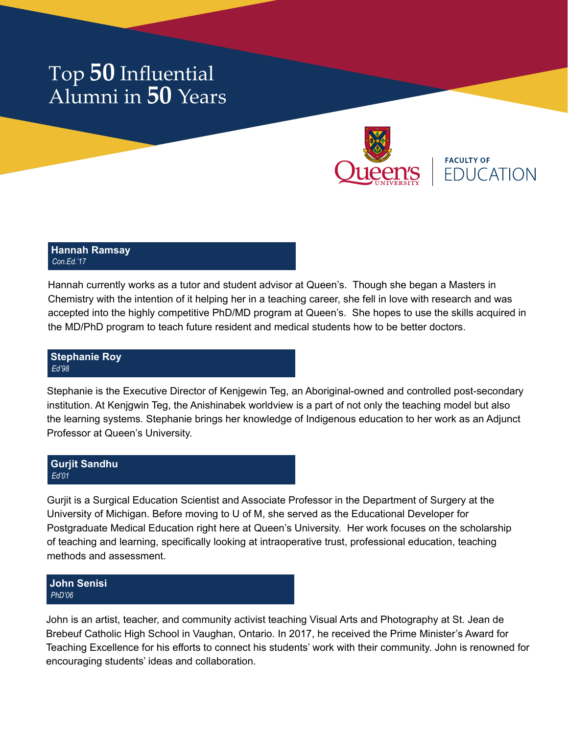# Top 50 Influential Alumni in 50 Years

FACULTY OF EDUCATION

### Hannah Ramsay
*Con.Ed.'17*

Hannah currently works as a tutor and student advisor at Queen's. Though she began a Masters in Chemistry with the intention of it helping her in a teaching career, she fell in love with research and was accepted into the highly competitive PhD/MD program at Queen's. She hopes to use the skills acquired in the MD/PhD program to teach future resident and medical students how to be better doctors.

### Stephanie Roy
*Ed'98*

Stephanie is the Executive Director of Kenjgewin Teg, an Aboriginal-owned and controlled post-secondary institution. At Kenjgwin Teg, the Anishinabek worldview is a part of not only the teaching model but also the learning systems. Stephanie brings her knowledge of Indigenous education to her work as an Adjunct Professor at Queen's University.

### Gurjit Sandhu
*Ed'01*

Gurjit is a Surgical Education Scientist and Associate Professor in the Department of Surgery at the University of Michigan. Before moving to U of M, she served as the Educational Developer for Postgraduate Medical Education right here at Queen's University. Her work focuses on the scholarship of teaching and learning, specifically looking at intraoperative trust, professional education, teaching methods and assessment.

### John Senisi
*PhD'06*

John is an artist, teacher, and community activist teaching Visual Arts and Photography at St. Jean de Brebeuf Catholic High School in Vaughan, Ontario. In 2017, he received the Prime Minister's Award for Teaching Excellence for his efforts to connect his students' work with their community. John is renowned for encouraging students' ideas and collaboration.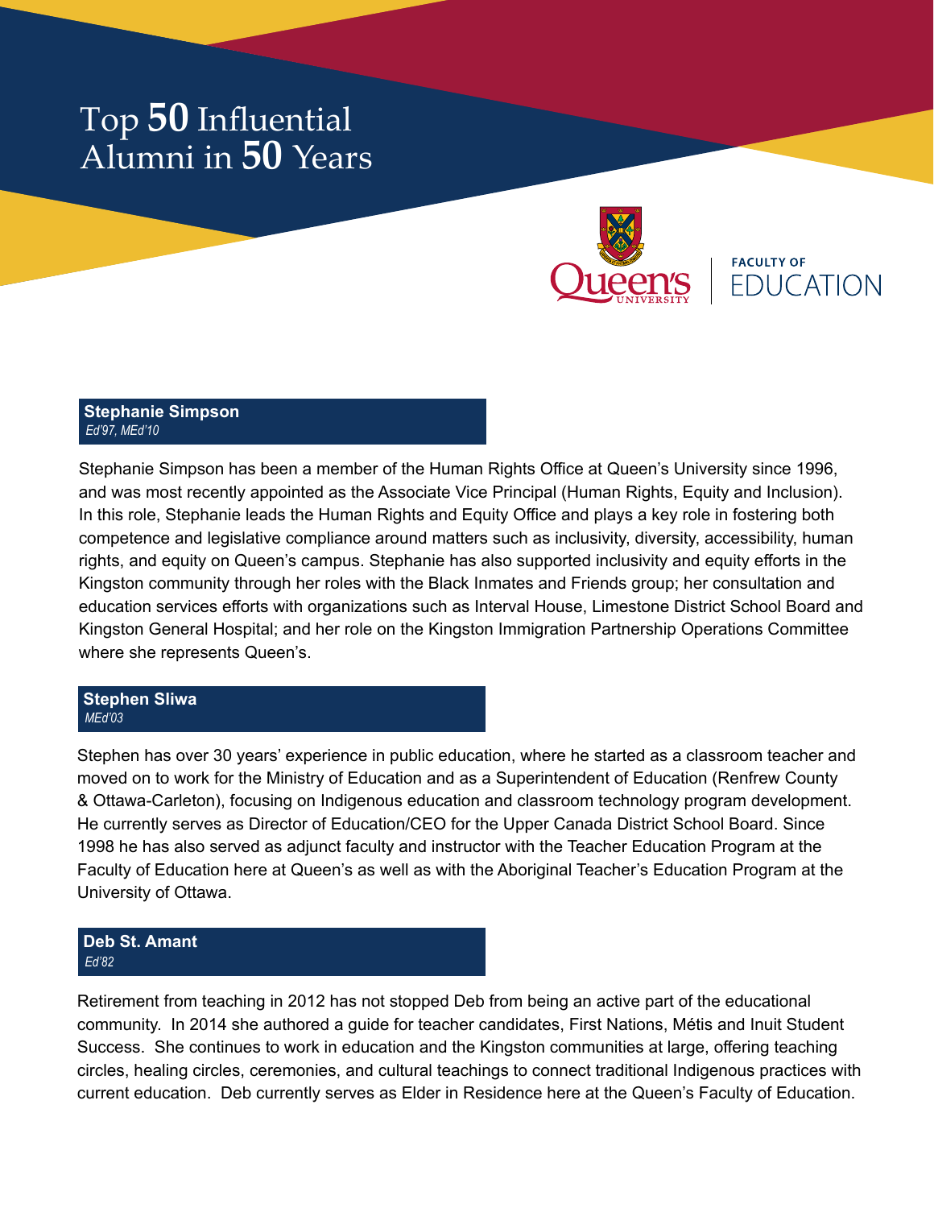# Top 50 Influential Alumni in 50 Years

Queen's University | FACULTY OF EDUCATION

## Stephanie Simpson

*Ed'97, MEd'10*

Stephanie Simpson has been a member of the Human Rights Office at Queen's University since 1996, and was most recently appointed as the Associate Vice Principal (Human Rights, Equity and Inclusion). In this role, Stephanie leads the Human Rights and Equity Office and plays a key role in fostering both competence and legislative compliance around matters such as inclusivity, diversity, accessibility, human rights, and equity on Queen's campus. Stephanie has also supported inclusivity and equity efforts in the Kingston community through her roles with the Black Inmates and Friends group; her consultation and education services efforts with organizations such as Interval House, Limestone District School Board and Kingston General Hospital; and her role on the Kingston Immigration Partnership Operations Committee where she represents Queen's.

## Stephen Sliwa

*MEd'03*

Stephen has over 30 years' experience in public education, where he started as a classroom teacher and moved on to work for the Ministry of Education and as a Superintendent of Education (Renfrew County & Ottawa-Carleton), focusing on Indigenous education and classroom technology program development. He currently serves as Director of Education/CEO for the Upper Canada District School Board. Since 1998 he has also served as adjunct faculty and instructor with the Teacher Education Program at the Faculty of Education here at Queen's as well as with the Aboriginal Teacher's Education Program at the University of Ottawa.

## Deb St. Amant

*Ed'82*

Retirement from teaching in 2012 has not stopped Deb from being an active part of the educational community. In 2014 she authored a guide for teacher candidates, First Nations, Métis and Inuit Student Success. She continues to work in education and the Kingston communities at large, offering teaching circles, healing circles, ceremonies, and cultural teachings to connect traditional Indigenous practices with current education. Deb currently serves as Elder in Residence here at the Queen's Faculty of Education.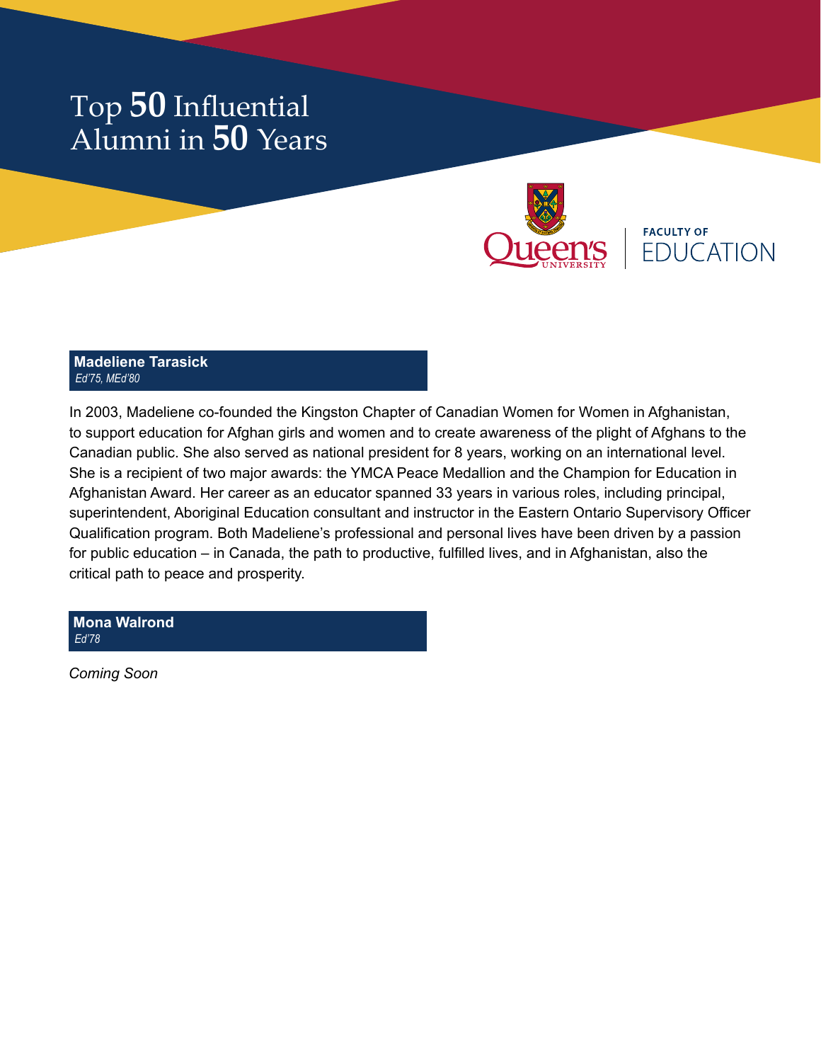# Top 50 Influential Alumni in 50 Years

FACULTY OF EDUCATION

**Madeliene Tarasick**
*Ed'75, MEd'80*

In 2003, Madeliene co-founded the Kingston Chapter of Canadian Women for Women in Afghanistan, to support education for Afghan girls and women and to create awareness of the plight of Afghans to the Canadian public. She also served as national president for 8 years, working on an international level. She is a recipient of two major awards: the YMCA Peace Medallion and the Champion for Education in Afghanistan Award. Her career as an educator spanned 33 years in various roles, including principal, superintendent, Aboriginal Education consultant and instructor in the Eastern Ontario Supervisory Officer Qualification program. Both Madeliene's professional and personal lives have been driven by a passion for public education – in Canada, the path to productive, fulfilled lives, and in Afghanistan, also the critical path to peace and prosperity.

**Mona Walrond**
*Ed'78*

*Coming Soon*